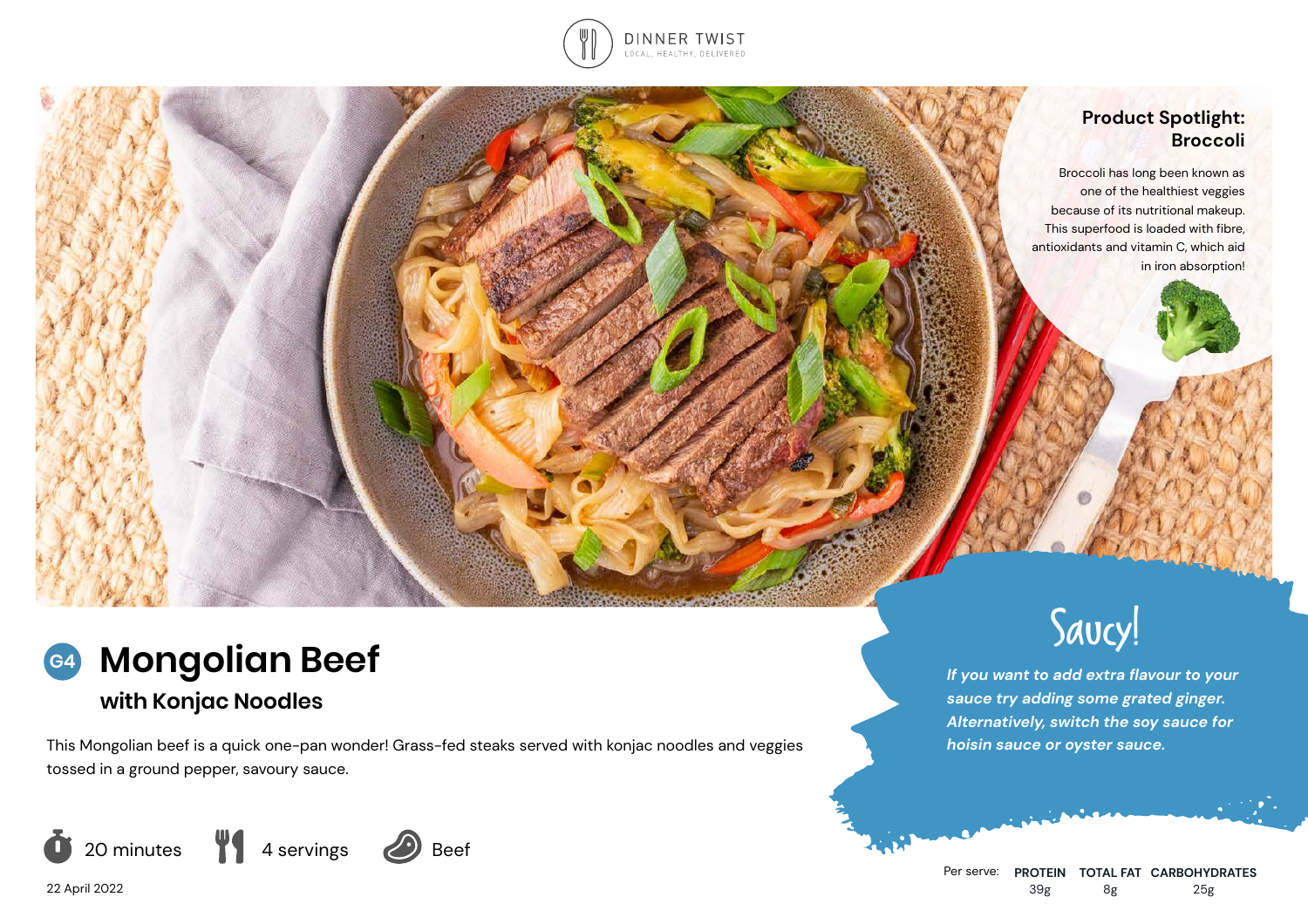DINNER TWIST

LOCAL, HEALTHY, DELIVERED

## Product Spotlight: Broccoli

Broccoli has long been known as one of the healthiest veggies because of its nutritional makeup. This superfood is loaded with fibre, antioxidants and vitamin C, which aid in iron absorption!

# G4 Mongolian Beef

### with Konjac Noodles

This Mongolian beef is a quick one-pan wonder! Grass-fed steaks served with konjac noodles and veggies tossed in a ground pepper, savoury sauce.

20 minutes | 4 servings | Beef

22 April 2022

## Saucy!

*If you want to add extra flavour to your sauce try adding some grated ginger. Alternatively, switch the soy sauce for hoisin sauce or oyster sauce.*

| Per serve: | PROTEIN | TOTAL FAT | CARBOHYDRATES |
|---|---|---|---|
| | 39g | 8g | 25g |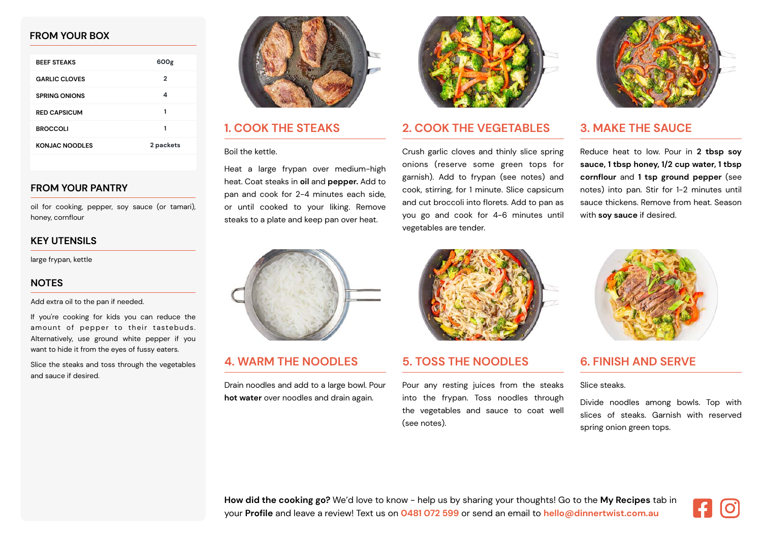## FROM YOUR BOX

| | |
|---|---|
| BEEF STEAKS | 600g |
| GARLIC CLOVES | 2 |
| SPRING ONIONS | 4 |
| RED CAPSICUM | 1 |
| BROCCOLI | 1 |
| KONJAC NOODLES | 2 packets |

## FROM YOUR PANTRY

oil for cooking, pepper, soy sauce (or tamari), honey, cornflour

## KEY UTENSILS

large frypan, kettle

## NOTES

Add extra oil to the pan if needed.

If you're cooking for kids you can reduce the amount of pepper to their tastebuds. Alternatively, use ground white pepper if you want to hide it from the eyes of fussy eaters.

Slice the steaks and toss through the vegetables and sauce if desired.

## 1. COOK THE STEAKS

Boil the kettle.

Heat a large frypan over medium-high heat. Coat steaks in **oil** and **pepper.** Add to pan and cook for 2-4 minutes each side, or until cooked to your liking. Remove steaks to a plate and keep pan over heat.

## 2. COOK THE VEGETABLES

Crush garlic cloves and thinly slice spring onions (reserve some green tops for garnish). Add to frypan (see notes) and cook, stirring, for 1 minute. Slice capsicum and cut broccoli into florets. Add to pan as you go and cook for 4-6 minutes until vegetables are tender.

## 3. MAKE THE SAUCE

Reduce heat to low. Pour in **2 tbsp soy sauce, 1 tbsp honey, 1/2 cup water, 1 tbsp cornflour** and **1 tsp ground pepper** (see notes) into pan. Stir for 1-2 minutes until sauce thickens. Remove from heat. Season with **soy sauce** if desired.

## 4. WARM THE NOODLES

Drain noodles and add to a large bowl. Pour **hot water** over noodles and drain again.

## 5. TOSS THE NOODLES

Pour any resting juices from the steaks into the frypan. Toss noodles through the vegetables and sauce to coat well (see notes).

## 6. FINISH AND SERVE

Slice steaks.

Divide noodles among bowls. Top with slices of steaks. Garnish with reserved spring onion green tops.

**How did the cooking go?** We'd love to know - help us by sharing your thoughts! Go to the **My Recipes** tab in your **Profile** and leave a review! Text us on 0481 072 599 or send an email to hello@dinnertwist.com.au